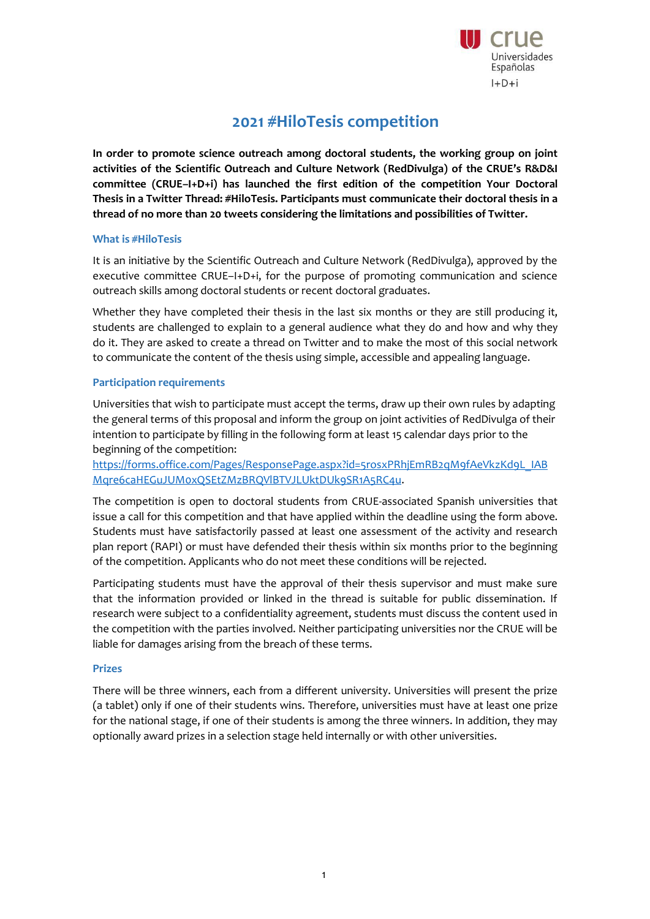# 2021 #HiloTesis competition

**In order to promote science outreach among doctoral students, the working group on joint activities of the Scientific Outreach and Culture Network (RedDivulga) of the CRUE's R&D&I committee (CRUE–I+D+i) has launched the first edition of the competition Your Doctoral Thesis in a Twitter Thread: #HiloTesis. Participants must communicate their doctoral thesis in a thread of no more than 20 tweets considering the limitations and possibilities of Twitter.**

## What is #HiloTesis

It is an initiative by the Scientific Outreach and Culture Network (RedDivulga), approved by the executive committee CRUE–I+D+i, for the purpose of promoting communication and science outreach skills among doctoral students or recent doctoral graduates.

Whether they have completed their thesis in the last six months or they are still producing it, students are challenged to explain to a general audience what they do and how and why they do it. They are asked to create a thread on Twitter and to make the most of this social network to communicate the content of the thesis using simple, accessible and appealing language.

## Participation requirements

Universities that wish to participate must accept the terms, draw up their own rules by adapting the general terms of this proposal and inform the group on joint activities of RedDivulga of their intention to participate by filling in the following form at least 15 calendar days prior to the beginning of the competition:
https://forms.office.com/Pages/ResponsePage.aspx?id=5rosxPRhjEmRB2qM9fAeVkzKd9L_IABMqre6caHEGuJUM0xQSEtZMzBRQVlBTVJLUktDUk9SR1A5RC4u.

The competition is open to doctoral students from CRUE-associated Spanish universities that issue a call for this competition and that have applied within the deadline using the form above. Students must have satisfactorily passed at least one assessment of the activity and research plan report (RAPI) or must have defended their thesis within six months prior to the beginning of the competition. Applicants who do not meet these conditions will be rejected.

Participating students must have the approval of their thesis supervisor and must make sure that the information provided or linked in the thread is suitable for public dissemination. If research were subject to a confidentiality agreement, students must discuss the content used in the competition with the parties involved. Neither participating universities nor the CRUE will be liable for damages arising from the breach of these terms.

## Prizes

There will be three winners, each from a different university. Universities will present the prize (a tablet) only if one of their students wins. Therefore, universities must have at least one prize for the national stage, if one of their students is among the three winners. In addition, they may optionally award prizes in a selection stage held internally or with other universities.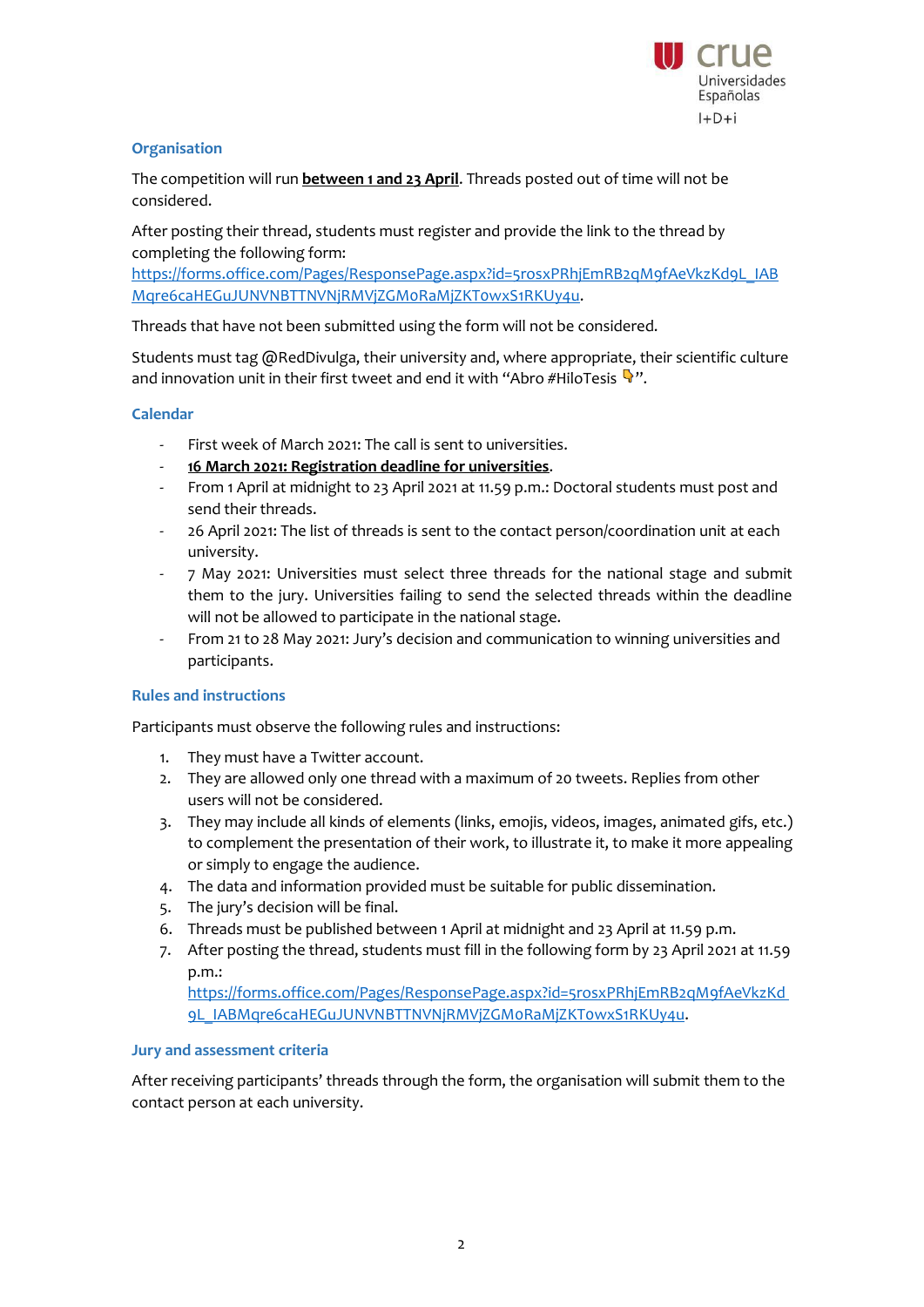### Organisation

The competition will run **between 1 and 23 April**. Threads posted out of time will not be considered.

After posting their thread, students must register and provide the link to the thread by completing the following form: https://forms.office.com/Pages/ResponsePage.aspx?id=5rosxPRhjEmRB2qM9fAeVkzKd9L_IABMqre6caHEGuJUNVNBTTNVNjRMVjZGM0RaMjZKTowxS1RKUy4u.

Threads that have not been submitted using the form will not be considered.

Students must tag @RedDivulga, their university and, where appropriate, their scientific culture and innovation unit in their first tweet and end it with "Abro #HiloTesis 👇".

### Calendar

- First week of March 2021: The call is sent to universities.
- **16 March 2021: Registration deadline for universities**.
- From 1 April at midnight to 23 April 2021 at 11.59 p.m.: Doctoral students must post and send their threads.
- 26 April 2021: The list of threads is sent to the contact person/coordination unit at each university.
- 7 May 2021: Universities must select three threads for the national stage and submit them to the jury. Universities failing to send the selected threads within the deadline will not be allowed to participate in the national stage.
- From 21 to 28 May 2021: Jury's decision and communication to winning universities and participants.

### Rules and instructions

Participants must observe the following rules and instructions:

1. They must have a Twitter account.
2. They are allowed only one thread with a maximum of 20 tweets. Replies from other users will not be considered.
3. They may include all kinds of elements (links, emojis, videos, images, animated gifs, etc.) to complement the presentation of their work, to illustrate it, to make it more appealing or simply to engage the audience.
4. The data and information provided must be suitable for public dissemination.
5. The jury's decision will be final.
6. Threads must be published between 1 April at midnight and 23 April at 11.59 p.m.
7. After posting the thread, students must fill in the following form by 23 April 2021 at 11.59 p.m.: https://forms.office.com/Pages/ResponsePage.aspx?id=5rosxPRhjEmRB2qM9fAeVkzKd9L_IABMqre6caHEGuJUNVNBTTNVNjRMVjZGM0RaMjZKTowxS1RKUy4u.

### Jury and assessment criteria

After receiving participants' threads through the form, the organisation will submit them to the contact person at each university.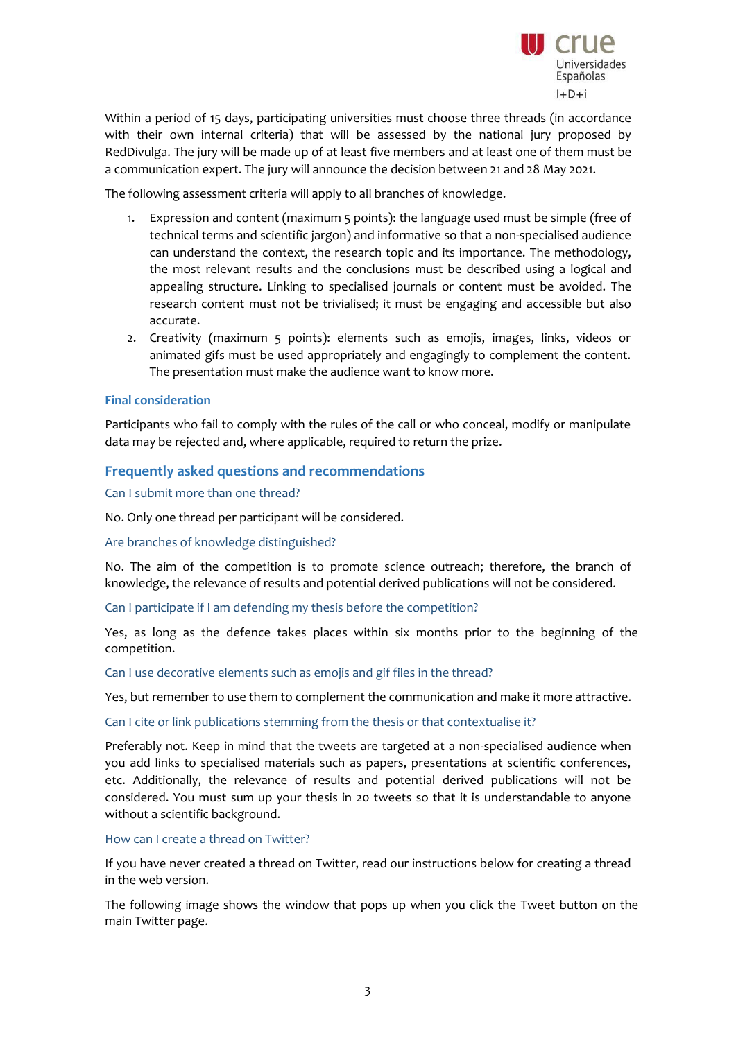Within a period of 15 days, participating universities must choose three threads (in accordance with their own internal criteria) that will be assessed by the national jury proposed by RedDivulga. The jury will be made up of at least five members and at least one of them must be a communication expert. The jury will announce the decision between 21 and 28 May 2021.

The following assessment criteria will apply to all branches of knowledge.

1. Expression and content (maximum 5 points): the language used must be simple (free of technical terms and scientific jargon) and informative so that a non-specialised audience can understand the context, the research topic and its importance. The methodology, the most relevant results and the conclusions must be described using a logical and appealing structure. Linking to specialised journals or content must be avoided. The research content must not be trivialised; it must be engaging and accessible but also accurate.
2. Creativity (maximum 5 points): elements such as emojis, images, links, videos or animated gifs must be used appropriately and engagingly to complement the content. The presentation must make the audience want to know more.

### Final consideration

Participants who fail to comply with the rules of the call or who conceal, modify or manipulate data may be rejected and, where applicable, required to return the prize.

## Frequently asked questions and recommendations

### Can I submit more than one thread?

No. Only one thread per participant will be considered.

### Are branches of knowledge distinguished?

No. The aim of the competition is to promote science outreach; therefore, the branch of knowledge, the relevance of results and potential derived publications will not be considered.

### Can I participate if I am defending my thesis before the competition?

Yes, as long as the defence takes places within six months prior to the beginning of the competition.

### Can I use decorative elements such as emojis and gif files in the thread?

Yes, but remember to use them to complement the communication and make it more attractive.

### Can I cite or link publications stemming from the thesis or that contextualise it?

Preferably not. Keep in mind that the tweets are targeted at a non-specialised audience when you add links to specialised materials such as papers, presentations at scientific conferences, etc. Additionally, the relevance of results and potential derived publications will not be considered. You must sum up your thesis in 20 tweets so that it is understandable to anyone without a scientific background.

### How can I create a thread on Twitter?

If you have never created a thread on Twitter, read our instructions below for creating a thread in the web version.

The following image shows the window that pops up when you click the Tweet button on the main Twitter page.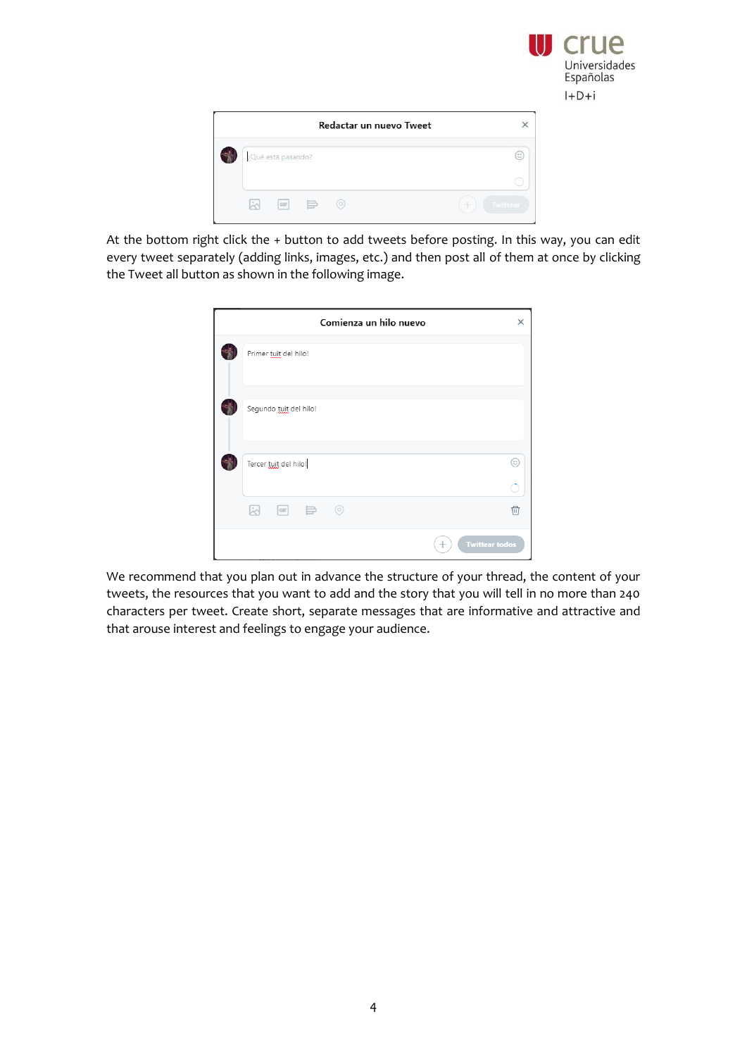At the bottom right click the + button to add tweets before posting. In this way, you can edit every tweet separately (adding links, images, etc.) and then post all of them at once by clicking the Tweet all button as shown in the following image.

We recommend that you plan out in advance the structure of your thread, the content of your tweets, the resources that you want to add and the story that you will tell in no more than 240 characters per tweet. Create short, separate messages that are informative and attractive and that arouse interest and feelings to engage your audience.